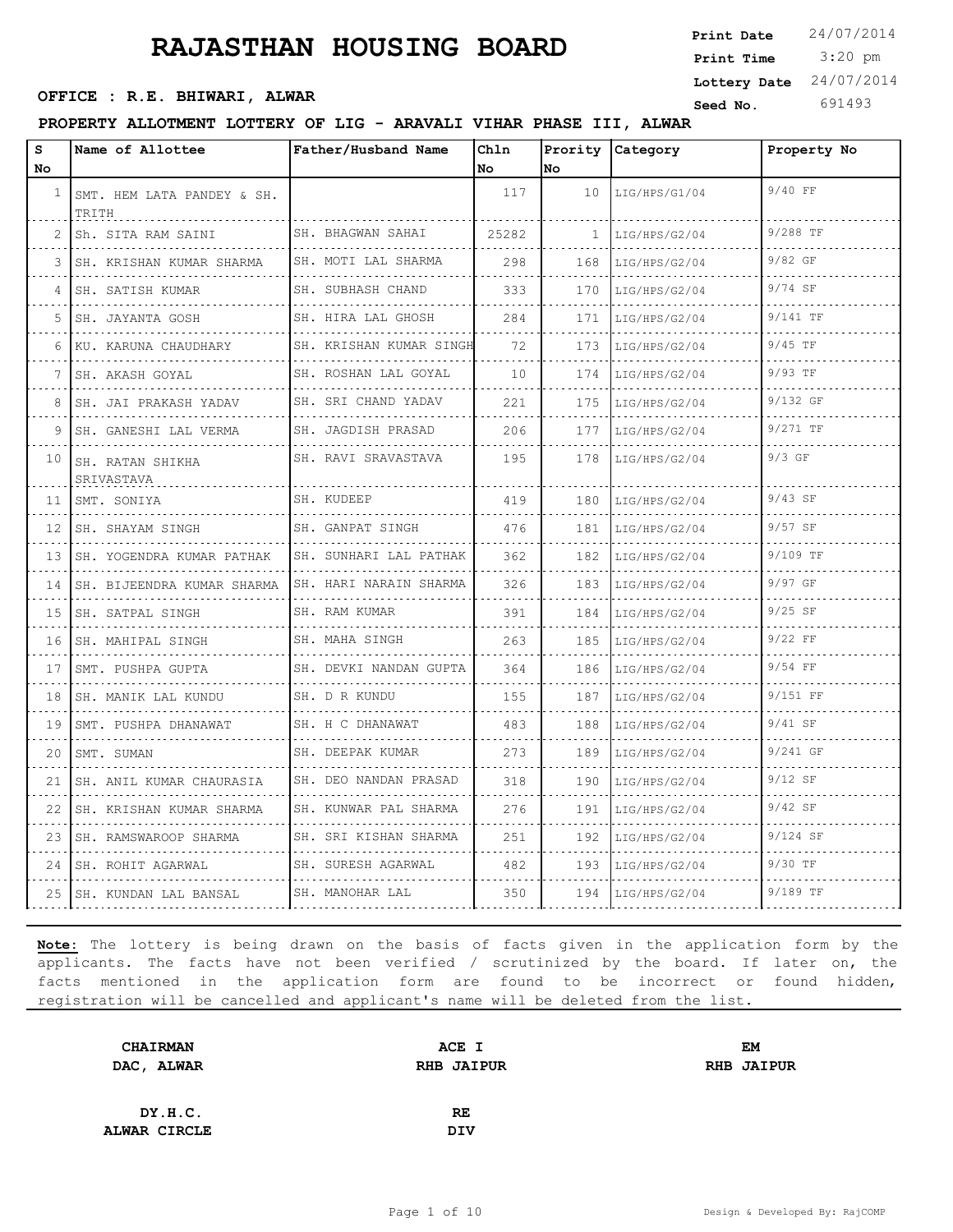# RAJASTHAN HOUSING BOARD

**Print Date** 24/07/2014
**Print Time** 3:20 pm
**Lottery Date** 24/07/2014
**Seed No.** 691493

**OFFICE : R.E. BHIWARI, ALWAR**

**PROPERTY ALLOTMENT LOTTERY OF LIG - ARAVALI VIHAR PHASE III, ALWAR**

| S No | Name of Allottee | Father/Husband Name | Chln No | Prority No | Category | Property No |
|---|---|---|---|---|---|---|
| 1 | SMT. HEM LATA PANDEY & SH. TRITH | | 117 | 10 | LIG/HPS/G1/04 | 9/40 FF |
| 2 | Sh. SITA RAM SAINI | SH. BHAGWAN SAHAI | 25282 | 1 | LIG/HPS/G2/04 | 9/288 TF |
| 3 | SH. KRISHAN KUMAR SHARMA | SH. MOTI LAL SHARMA | 298 | 168 | LIG/HPS/G2/04 | 9/82 GF |
| 4 | SH. SATISH KUMAR | SH. SUBHASH CHAND | 333 | 170 | LIG/HPS/G2/04 | 9/74 SF |
| 5 | SH. JAYANTA GOSH | SH. HIRA LAL GHOSH | 284 | 171 | LIG/HPS/G2/04 | 9/141 TF |
| 6 | KU. KARUNA CHAUDHARY | SH. KRISHAN KUMAR SINGH | 72 | 173 | LIG/HPS/G2/04 | 9/45 TF |
| 7 | SH. AKASH GOYAL | SH. ROSHAN LAL GOYAL | 10 | 174 | LIG/HPS/G2/04 | 9/93 TF |
| 8 | SH. JAI PRAKASH YADAV | SH. SRI CHAND YADAV | 221 | 175 | LIG/HPS/G2/04 | 9/132 GF |
| 9 | SH. GANESHI LAL VERMA | SH. JAGDISH PRASAD | 206 | 177 | LIG/HPS/G2/04 | 9/271 TF |
| 10 | SH. RATAN SHIKHA SRIVASTAVA | SH. RAVI SRAVASTAVA | 195 | 178 | LIG/HPS/G2/04 | 9/3 GF |
| 11 | SMT. SONIYA | SH. KUDEEP | 419 | 180 | LIG/HPS/G2/04 | 9/43 SF |
| 12 | SH. SHAYAM SINGH | SH. GANPAT SINGH | 476 | 181 | LIG/HPS/G2/04 | 9/57 SF |
| 13 | SH. YOGENDRA KUMAR PATHAK | SH. SUNHARI LAL PATHAK | 362 | 182 | LIG/HPS/G2/04 | 9/109 TF |
| 14 | SH. BIJEENDRA KUMAR SHARMA | SH. HARI NARAIN SHARMA | 326 | 183 | LIG/HPS/G2/04 | 9/97 GF |
| 15 | SH. SATPAL SINGH | SH. RAM KUMAR | 391 | 184 | LIG/HPS/G2/04 | 9/25 SF |
| 16 | SH. MAHIPAL SINGH | SH. MAHA SINGH | 263 | 185 | LIG/HPS/G2/04 | 9/22 FF |
| 17 | SMT. PUSHPA GUPTA | SH. DEVKI NANDAN GUPTA | 364 | 186 | LIG/HPS/G2/04 | 9/54 FF |
| 18 | SH. MANIK LAL KUNDU | SH. D R KUNDU | 155 | 187 | LIG/HPS/G2/04 | 9/151 FF |
| 19 | SMT. PUSHPA DHANAWAT | SH. H C DHANAWAT | 483 | 188 | LIG/HPS/G2/04 | 9/41 SF |
| 20 | SMT. SUMAN | SH. DEEPAK KUMAR | 273 | 189 | LIG/HPS/G2/04 | 9/241 GF |
| 21 | SH. ANIL KUMAR CHAURASIA | SH. DEO NANDAN PRASAD | 318 | 190 | LIG/HPS/G2/04 | 9/12 SF |
| 22 | SH. KRISHAN KUMAR SHARMA | SH. KUNWAR PAL SHARMA | 276 | 191 | LIG/HPS/G2/04 | 9/42 SF |
| 23 | SH. RAMSWAROOP SHARMA | SH. SRI KISHAN SHARMA | 251 | 192 | LIG/HPS/G2/04 | 9/124 SF |
| 24 | SH. ROHIT AGARWAL | SH. SURESH AGARWAL | 482 | 193 | LIG/HPS/G2/04 | 9/30 TF |
| 25 | SH. KUNDAN LAL BANSAL | SH. MANOHAR LAL | 350 | 194 | LIG/HPS/G2/04 | 9/189 TF |

**Note:** The lottery is being drawn on the basis of facts given in the application form by the applicants. The facts have not been verified / scrutinized by the board. If later on, the facts mentioned in the application form are found to be incorrect or found hidden, registration will be cancelled and applicant's name will be deleted from the list.

**CHAIRMAN**
**DAC, ALWAR**

**ACE I**
**RHB JAIPUR**

**EM**
**RHB JAIPUR**

**DY.H.C.**
**ALWAR CIRCLE**

**RE**
**DIV**

Design & Developed By: RajCOMP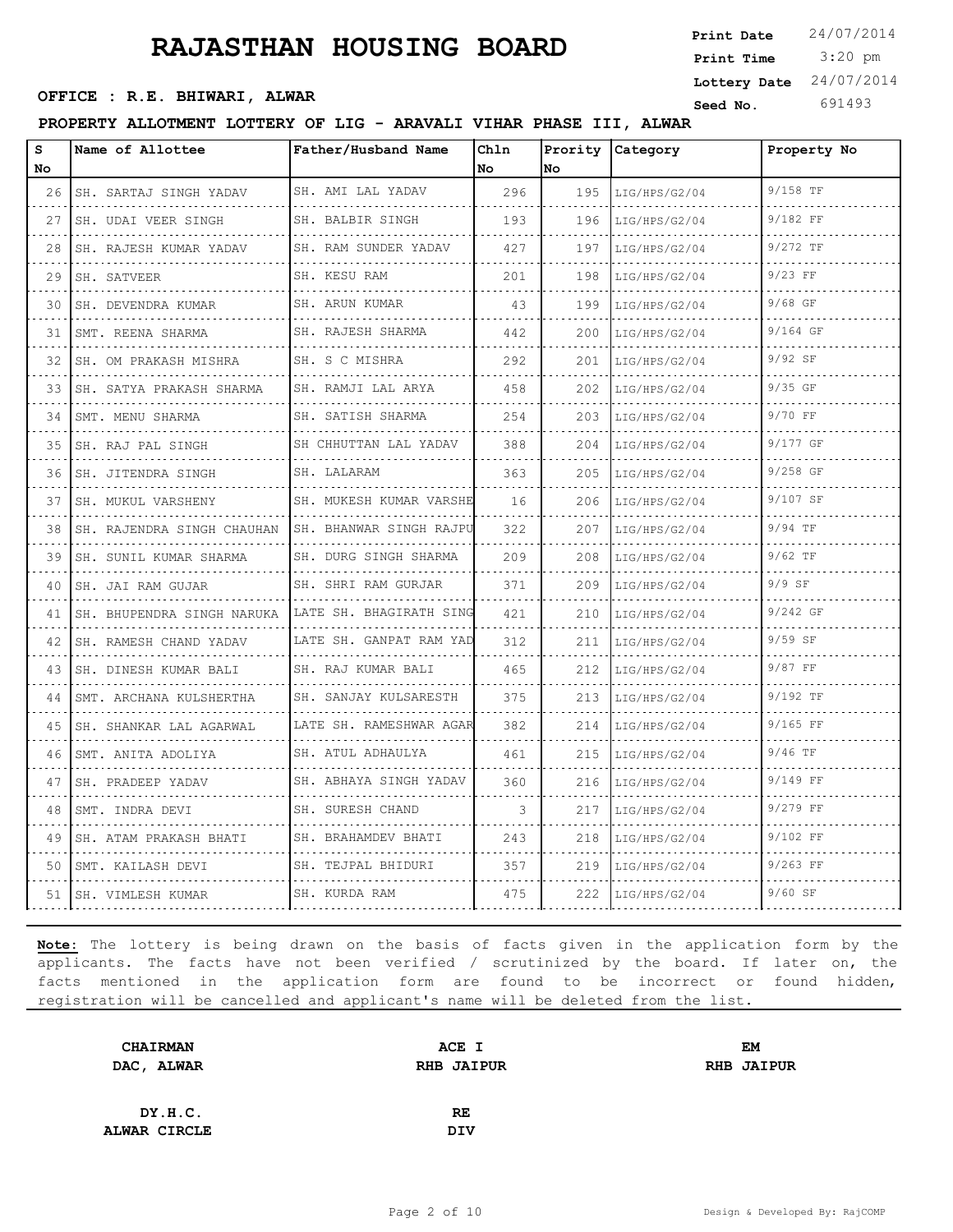# RAJASTHAN HOUSING BOARD

**Print Date** 24/07/2014
**Print Time** 3:20 pm
**Lottery Date** 24/07/2014
**Seed No.** 691493

**OFFICE : R.E. BHIWARI, ALWAR**

**PROPERTY ALLOTMENT LOTTERY OF LIG - ARAVALI VIHAR PHASE III, ALWAR**

| S No | Name of Allottee | Father/Husband Name | Chln No | Prority No | Category | Property No |
|---|---|---|---|---|---|---|
| 26 | SH. SARTAJ SINGH YADAV | SH. AMI LAL YADAV | 296 | 195 | LIG/HPS/G2/04 | 9/158 TF |
| 27 | SH. UDAI VEER SINGH | SH. BALBIR SINGH | 193 | 196 | LIG/HPS/G2/04 | 9/182 FF |
| 28 | SH. RAJESH KUMAR YADAV | SH. RAM SUNDER YADAV | 427 | 197 | LIG/HPS/G2/04 | 9/272 TF |
| 29 | SH. SATVEER | SH. KESU RAM | 201 | 198 | LIG/HPS/G2/04 | 9/23 FF |
| 30 | SH. DEVENDRA KUMAR | SH. ARUN KUMAR | 43 | 199 | LIG/HPS/G2/04 | 9/68 GF |
| 31 | SMT. REENA SHARMA | SH. RAJESH SHARMA | 442 | 200 | LIG/HPS/G2/04 | 9/164 GF |
| 32 | SH. OM PRAKASH MISHRA | SH. S C MISHRA | 292 | 201 | LIG/HPS/G2/04 | 9/92 SF |
| 33 | SH. SATYA PRAKASH SHARMA | SH. RAMJI LAL ARYA | 458 | 202 | LIG/HPS/G2/04 | 9/35 GF |
| 34 | SMT. MENU SHARMA | SH. SATISH SHARMA | 254 | 203 | LIG/HPS/G2/04 | 9/70 FF |
| 35 | SH. RAJ PAL SINGH | SH CHHUTTAN LAL YADAV | 388 | 204 | LIG/HPS/G2/04 | 9/177 GF |
| 36 | SH. JITENDRA SINGH | SH. LALARAM | 363 | 205 | LIG/HPS/G2/04 | 9/258 GF |
| 37 | SH. MUKUL VARSHENY | SH. MUKESH KUMAR VARSHE | 16 | 206 | LIG/HPS/G2/04 | 9/107 SF |
| 38 | SH. RAJENDRA SINGH CHAUHAN | SH. BHANWAR SINGH RAJPU | 322 | 207 | LIG/HPS/G2/04 | 9/94 TF |
| 39 | SH. SUNIL KUMAR SHARMA | SH. DURG SINGH SHARMA | 209 | 208 | LIG/HPS/G2/04 | 9/62 TF |
| 40 | SH. JAI RAM GUJAR | SH. SHRI RAM GURJAR | 371 | 209 | LIG/HPS/G2/04 | 9/9 SF |
| 41 | SH. BHUPENDRA SINGH NARUKA | LATE SH. BHAGIRATH SING | 421 | 210 | LIG/HPS/G2/04 | 9/242 GF |
| 42 | SH. RAMESH CHAND YADAV | LATE SH. GANPAT RAM YAD | 312 | 211 | LIG/HPS/G2/04 | 9/59 SF |
| 43 | SH. DINESH KUMAR BALI | SH. RAJ KUMAR BALI | 465 | 212 | LIG/HPS/G2/04 | 9/87 FF |
| 44 | SMT. ARCHANA KULSHERTHA | SH. SANJAY KULSARESTH | 375 | 213 | LIG/HPS/G2/04 | 9/192 TF |
| 45 | SH. SHANKAR LAL AGARWAL | LATE SH. RAMESHWAR AGAR | 382 | 214 | LIG/HPS/G2/04 | 9/165 FF |
| 46 | SMT. ANITA ADOLIYA | SH. ATUL ADHAULYA | 461 | 215 | LIG/HPS/G2/04 | 9/46 TF |
| 47 | SH. PRADEEP YADAV | SH. ABHAYA SINGH YADAV | 360 | 216 | LIG/HPS/G2/04 | 9/149 FF |
| 48 | SMT. INDRA DEVI | SH. SURESH CHAND | 3 | 217 | LIG/HPS/G2/04 | 9/279 FF |
| 49 | SH. ATAM PRAKASH BHATI | SH. BRAHAMDEV BHATI | 243 | 218 | LIG/HPS/G2/04 | 9/102 FF |
| 50 | SMT. KAILASH DEVI | SH. TEJPAL BHIDURI | 357 | 219 | LIG/HPS/G2/04 | 9/263 FF |
| 51 | SH. VIMLESH KUMAR | SH. KURDA RAM | 475 | 222 | LIG/HPS/G2/04 | 9/60 SF |

**Note:** The lottery is being drawn on the basis of facts given in the application form by the applicants. The facts have not been verified / scrutinized by the board. If later on, the facts mentioned in the application form are found to be incorrect or found hidden, registration will be cancelled and applicant's name will be deleted from the list.

| **CHAIRMAN DAC, ALWAR** | **ACE I RHB JAIPUR** | **EM RHB JAIPUR** |
|---|---|---|
| **DY.H.C. ALWAR CIRCLE** | **RE DIV** | |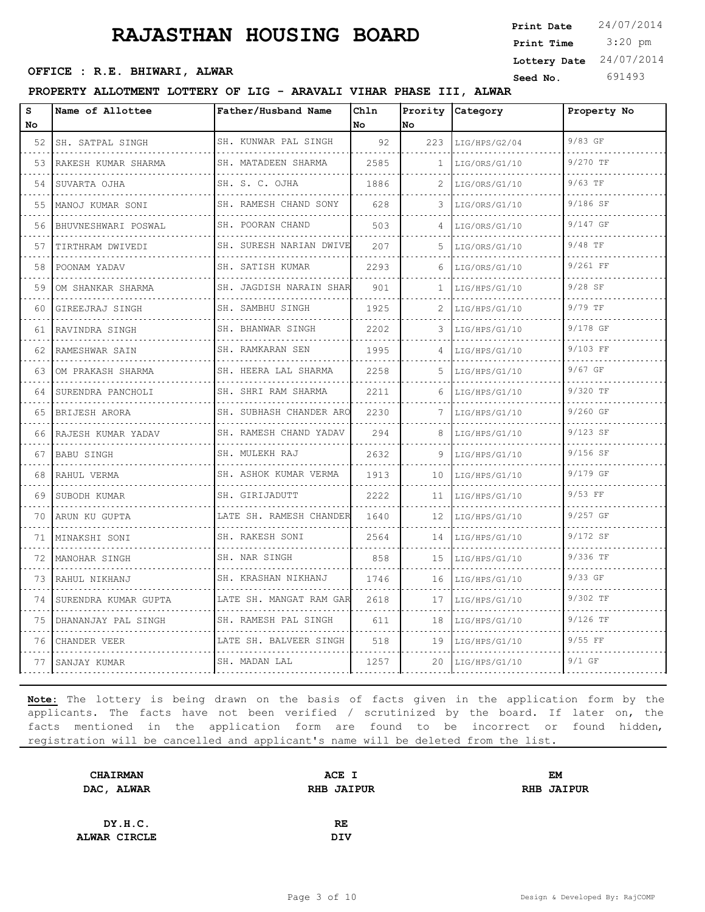# RAJASTHAN HOUSING BOARD

**Print Date** 24/07/2014
**Print Time** 3:20 pm
**Lottery Date** 24/07/2014
**Seed No.** 691493

**OFFICE : R.E. BHIWARI, ALWAR**

**PROPERTY ALLOTMENT LOTTERY OF LIG - ARAVALI VIHAR PHASE III, ALWAR**

| S No | Name of Allottee | Father/Husband Name | Chln No | Prority No | Category | Property No |
|---|---|---|---|---|---|---|
| 52 | SH. SATPAL SINGH | SH. KUNWAR PAL SINGH | 92 | 223 | LIG/HPS/G2/04 | 9/83 GF |
| 53 | RAKESH KUMAR SHARMA | SH. MATADEEN SHARMA | 2585 | 1 | LIG/ORS/G1/10 | 9/270 TF |
| 54 | SUVARTA OJHA | SH. S. C. OJHA | 1886 | 2 | LIG/ORS/G1/10 | 9/63 TF |
| 55 | MANOJ KUMAR SONI | SH. RAMESH CHAND SONY | 628 | 3 | LIG/ORS/G1/10 | 9/186 SF |
| 56 | BHUVNESHWARI POSWAL | SH. POORAN CHAND | 503 | 4 | LIG/ORS/G1/10 | 9/147 GF |
| 57 | TIRTHRAM DWIVEDI | SH. SURESH NARIAN DWIVE | 207 | 5 | LIG/ORS/G1/10 | 9/48 TF |
| 58 | POONAM YADAV | SH. SATISH KUMAR | 2293 | 6 | LIG/ORS/G1/10 | 9/261 FF |
| 59 | OM SHANKAR SHARMA | SH. JAGDISH NARAIN SHAR | 901 | 1 | LIG/HPS/G1/10 | 9/28 SF |
| 60 | GIREEJRAJ SINGH | SH. SAMBHU SINGH | 1925 | 2 | LIG/HPS/G1/10 | 9/79 TF |
| 61 | RAVINDRA SINGH | SH. BHANWAR SINGH | 2202 | 3 | LIG/HPS/G1/10 | 9/178 GF |
| 62 | RAMESHWAR SAIN | SH. RAMKARAN SEN | 1995 | 4 | LIG/HPS/G1/10 | 9/103 FF |
| 63 | OM PRAKASH SHARMA | SH. HEERA LAL SHARMA | 2258 | 5 | LIG/HPS/G1/10 | 9/67 GF |
| 64 | SURENDRA PANCHOLI | SH. SHRI RAM SHARMA | 2211 | 6 | LIG/HPS/G1/10 | 9/320 TF |
| 65 | BRIJESH ARORA | SH. SUBHASH CHANDER ARO | 2230 | 7 | LIG/HPS/G1/10 | 9/260 GF |
| 66 | RAJESH KUMAR YADAV | SH. RAMESH CHAND YADAV | 294 | 8 | LIG/HPS/G1/10 | 9/123 SF |
| 67 | BABU SINGH | SH. MULEKH RAJ | 2632 | 9 | LIG/HPS/G1/10 | 9/156 SF |
| 68 | RAHUL VERMA | SH. ASHOK KUMAR VERMA | 1913 | 10 | LIG/HPS/G1/10 | 9/179 GF |
| 69 | SUBODH KUMAR | SH. GIRIJADUTT | 2222 | 11 | LIG/HPS/G1/10 | 9/53 FF |
| 70 | ARUN KU GUPTA | LATE SH. RAMESH CHANDER | 1640 | 12 | LIG/HPS/G1/10 | 9/257 GF |
| 71 | MINAKSHI SONI | SH. RAKESH SONI | 2564 | 14 | LIG/HPS/G1/10 | 9/172 SF |
| 72 | MANOHAR SINGH | SH. NAR SINGH | 858 | 15 | LIG/HPS/G1/10 | 9/336 TF |
| 73 | RAHUL NIKHANJ | SH. KRASHAN NIKHANJ | 1746 | 16 | LIG/HPS/G1/10 | 9/33 GF |
| 74 | SURENDRA KUMAR GUPTA | LATE SH. MANGAT RAM GAR | 2618 | 17 | LIG/HPS/G1/10 | 9/302 TF |
| 75 | DHANANJAY PAL SINGH | SH. RAMESH PAL SINGH | 611 | 18 | LIG/HPS/G1/10 | 9/126 TF |
| 76 | CHANDER VEER | LATE SH. BALVEER SINGH | 518 | 19 | LIG/HPS/G1/10 | 9/55 FF |
| 77 | SANJAY KUMAR | SH. MADAN LAL | 1257 | 20 | LIG/HPS/G1/10 | 9/1 GF |

**Note:** The lottery is being drawn on the basis of facts given in the application form by the applicants. The facts have not been verified / scrutinized by the board. If later on, the facts mentioned in the application form are found to be incorrect or found hidden, registration will be cancelled and applicant's name will be deleted from the list.

| **CHAIRMAN DAC, ALWAR** | **ACE I RHB JAIPUR** | **EM RHB JAIPUR** |
|---|---|---|
| **DY.H.C. ALWAR CIRCLE** | **RE DIV** | |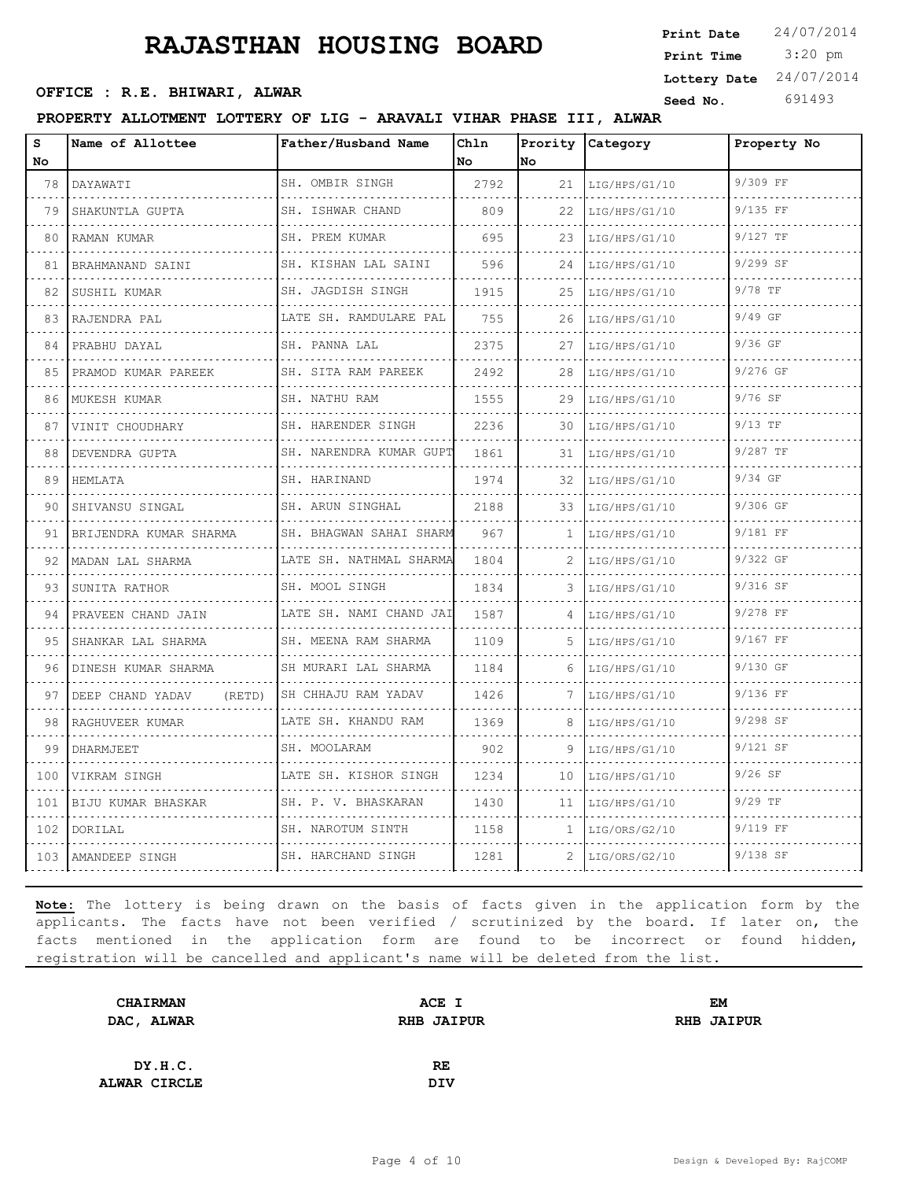# RAJASTHAN HOUSING BOARD

**Print Date** 24/07/2014
**Print Time** 3:20 pm
**Lottery Date** 24/07/2014
**Seed No.** 691493

**OFFICE : R.E. BHIWARI, ALWAR**

**PROPERTY ALLOTMENT LOTTERY OF LIG - ARAVALI VIHAR PHASE III, ALWAR**

| S No | Name of Allottee | Father/Husband Name | Chln No | Prority No | Category | Property No |
|---|---|---|---|---|---|---|
| 78 | DAYAWATI | SH. OMBIR SINGH | 2792 | 21 | LIG/HPS/G1/10 | 9/309 FF |
| 79 | SHAKUNTLA GUPTA | SH. ISHWAR CHAND | 809 | 22 | LIG/HPS/G1/10 | 9/135 FF |
| 80 | RAMAN KUMAR | SH. PREM KUMAR | 695 | 23 | LIG/HPS/G1/10 | 9/127 TF |
| 81 | BRAHMANAND SAINI | SH. KISHAN LAL SAINI | 596 | 24 | LIG/HPS/G1/10 | 9/299 SF |
| 82 | SUSHIL KUMAR | SH. JAGDISH SINGH | 1915 | 25 | LIG/HPS/G1/10 | 9/78 TF |
| 83 | RAJENDRA PAL | LATE SH. RAMDULARE PAL | 755 | 26 | LIG/HPS/G1/10 | 9/49 GF |
| 84 | PRABHU DAYAL | SH. PANNA LAL | 2375 | 27 | LIG/HPS/G1/10 | 9/36 GF |
| 85 | PRAMOD KUMAR PAREEK | SH. SITA RAM PAREEK | 2492 | 28 | LIG/HPS/G1/10 | 9/276 GF |
| 86 | MUKESH KUMAR | SH. NATHU RAM | 1555 | 29 | LIG/HPS/G1/10 | 9/76 SF |
| 87 | VINIT CHOUDHARY | SH. HARENDER SINGH | 2236 | 30 | LIG/HPS/G1/10 | 9/13 TF |
| 88 | DEVENDRA GUPTA | SH. NARENDRA KUMAR GUPT | 1861 | 31 | LIG/HPS/G1/10 | 9/287 TF |
| 89 | HEMLATA | SH. HARINAND | 1974 | 32 | LIG/HPS/G1/10 | 9/34 GF |
| 90 | SHIVANSU SINGAL | SH. ARUN SINGHAL | 2188 | 33 | LIG/HPS/G1/10 | 9/306 GF |
| 91 | BRIJENDRA KUMAR SHARMA | SH. BHAGWAN SAHAI SHARM | 967 | 1 | LIG/HPS/G1/10 | 9/181 FF |
| 92 | MADAN LAL SHARMA | LATE SH. NATHMAL SHARMA | 1804 | 2 | LIG/HPS/G1/10 | 9/322 GF |
| 93 | SUNITA RATHOR | SH. MOOL SINGH | 1834 | 3 | LIG/HPS/G1/10 | 9/316 SF |
| 94 | PRAVEEN CHAND JAIN | LATE SH. NAMI CHAND JAI | 1587 | 4 | LIG/HPS/G1/10 | 9/278 FF |
| 95 | SHANKAR LAL SHARMA | SH. MEENA RAM SHARMA | 1109 | 5 | LIG/HPS/G1/10 | 9/167 FF |
| 96 | DINESH KUMAR SHARMA | SH MURARI LAL SHARMA | 1184 | 6 | LIG/HPS/G1/10 | 9/130 GF |
| 97 | DEEP CHAND YADAV (RETD) | SH CHHAJU RAM YADAV | 1426 | 7 | LIG/HPS/G1/10 | 9/136 FF |
| 98 | RAGHUVEER KUMAR | LATE SH. KHANDU RAM | 1369 | 8 | LIG/HPS/G1/10 | 9/298 SF |
| 99 | DHARMJEET | SH. MOOLARAM | 902 | 9 | LIG/HPS/G1/10 | 9/121 SF |
| 100 | VIKRAM SINGH | LATE SH. KISHOR SINGH | 1234 | 10 | LIG/HPS/G1/10 | 9/26 SF |
| 101 | BIJU KUMAR BHASKAR | SH. P. V. BHASKARAN | 1430 | 11 | LIG/HPS/G1/10 | 9/29 TF |
| 102 | DORILAL | SH. NAROTUM SINTH | 1158 | 1 | LIG/ORS/G2/10 | 9/119 FF |
| 103 | AMANDEEP SINGH | SH. HARCHAND SINGH | 1281 | 2 | LIG/ORS/G2/10 | 9/138 SF |

**Note:** The lottery is being drawn on the basis of facts given in the application form by the applicants. The facts have not been verified / scrutinized by the board. If later on, the facts mentioned in the application form are found to be incorrect or found hidden, registration will be cancelled and applicant's name will be deleted from the list.

| | | |
|---|---|---|
| **CHAIRMAN** | **ACE I** | **EM** |
| **DAC, ALWAR** | **RHB JAIPUR** | **RHB JAIPUR** |
| **DY.H.C.** | **RE** | |
| **ALWAR CIRCLE** | **DIV** | |

Design & Developed By: RajCOMP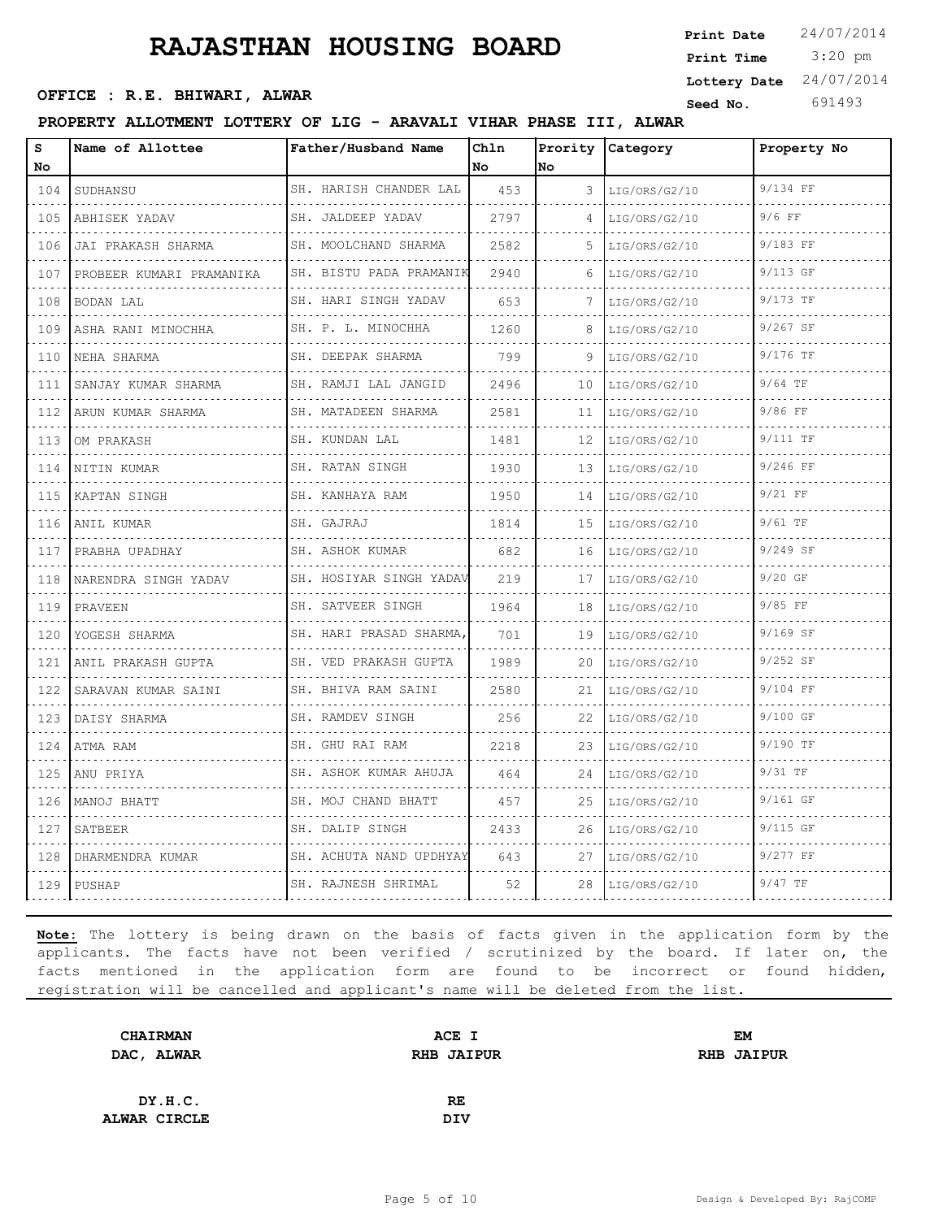# RAJASTHAN HOUSING BOARD

**Print Date** 24/07/2014
**Print Time** 3:20 pm
**Lottery Date** 24/07/2014
**Seed No.** 691493

**OFFICE : R.E. BHIWARI, ALWAR**

**PROPERTY ALLOTMENT LOTTERY OF LIG - ARAVALI VIHAR PHASE III, ALWAR**

| S No | Name of Allottee | Father/Husband Name | Chln No | Prority No | Category | Property No |
|---|---|---|---|---|---|---|
| 104 | SUDHANSU | SH. HARISH CHANDER LAL | 453 | 3 | LIG/ORS/G2/10 | 9/134 FF |
| 105 | ABHISEK YADAV | SH. JALDEEP YADAV | 2797 | 4 | LIG/ORS/G2/10 | 9/6 FF |
| 106 | JAI PRAKASH SHARMA | SH. MOOLCHAND SHARMA | 2582 | 5 | LIG/ORS/G2/10 | 9/183 FF |
| 107 | PROBEER KUMARI PRAMANIKA | SH. BISTU PADA PRAMANIK | 2940 | 6 | LIG/ORS/G2/10 | 9/113 GF |
| 108 | BODAN LAL | SH. HARI SINGH YADAV | 653 | 7 | LIG/ORS/G2/10 | 9/173 TF |
| 109 | ASHA RANI MINOCHHA | SH. P. L. MINOCHHA | 1260 | 8 | LIG/ORS/G2/10 | 9/267 SF |
| 110 | NEHA SHARMA | SH. DEEPAK SHARMA | 799 | 9 | LIG/ORS/G2/10 | 9/176 TF |
| 111 | SANJAY KUMAR SHARMA | SH. RAMJI LAL JANGID | 2496 | 10 | LIG/ORS/G2/10 | 9/64 TF |
| 112 | ARUN KUMAR SHARMA | SH. MATADEEN SHARMA | 2581 | 11 | LIG/ORS/G2/10 | 9/86 FF |
| 113 | OM PRAKASH | SH. KUNDAN LAL | 1481 | 12 | LIG/ORS/G2/10 | 9/111 TF |
| 114 | NITIN KUMAR | SH. RATAN SINGH | 1930 | 13 | LIG/ORS/G2/10 | 9/246 FF |
| 115 | KAPTAN SINGH | SH. KANHAYA RAM | 1950 | 14 | LIG/ORS/G2/10 | 9/21 FF |
| 116 | ANIL KUMAR | SH. GAJRAJ | 1814 | 15 | LIG/ORS/G2/10 | 9/61 TF |
| 117 | PRABHA UPADHAY | SH. ASHOK KUMAR | 682 | 16 | LIG/ORS/G2/10 | 9/249 SF |
| 118 | NARENDRA SINGH YADAV | SH. HOSIYAR SINGH YADAV | 219 | 17 | LIG/ORS/G2/10 | 9/20 GF |
| 119 | PRAVEEN | SH. SATVEER SINGH | 1964 | 18 | LIG/ORS/G2/10 | 9/85 FF |
| 120 | YOGESH SHARMA | SH. HARI PRASAD SHARMA, | 701 | 19 | LIG/ORS/G2/10 | 9/169 SF |
| 121 | ANIL PRAKASH GUPTA | SH. VED PRAKASH GUPTA | 1989 | 20 | LIG/ORS/G2/10 | 9/252 SF |
| 122 | SARAVAN KUMAR SAINI | SH. BHIVA RAM SAINI | 2580 | 21 | LIG/ORS/G2/10 | 9/104 FF |
| 123 | DAISY SHARMA | SH. RAMDEV SINGH | 256 | 22 | LIG/ORS/G2/10 | 9/100 GF |
| 124 | ATMA RAM | SH. GHU RAI RAM | 2218 | 23 | LIG/ORS/G2/10 | 9/190 TF |
| 125 | ANU PRIYA | SH. ASHOK KUMAR AHUJA | 464 | 24 | LIG/ORS/G2/10 | 9/31 TF |
| 126 | MANOJ BHATT | SH. MOJ CHAND BHATT | 457 | 25 | LIG/ORS/G2/10 | 9/161 GF |
| 127 | SATBEER | SH. DALIP SINGH | 2433 | 26 | LIG/ORS/G2/10 | 9/115 GF |
| 128 | DHARMENDRA KUMAR | SH. ACHUTA NAND UPDHYAY | 643 | 27 | LIG/ORS/G2/10 | 9/277 FF |
| 129 | PUSHAP | SH. RAJNESH SHRIMAL | 52 | 28 | LIG/ORS/G2/10 | 9/47 TF |

**Note:** The lottery is being drawn on the basis of facts given in the application form by the applicants. The facts have not been verified / scrutinized by the board. If later on, the facts mentioned in the application form are found to be incorrect or found hidden, registration will be cancelled and applicant's name will be deleted from the list.

| **CHAIRMAN** | **ACE I** | **EM** |
|---|---|---|
| **DAC, ALWAR** | **RHB JAIPUR** | **RHB JAIPUR** |
| **DY.H.C.** | **RE** | |
| **ALWAR CIRCLE** | **DIV** | |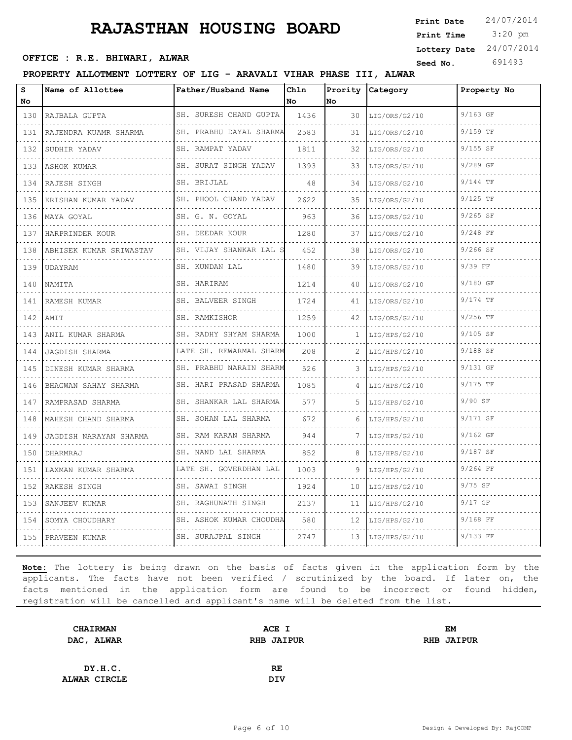# RAJASTHAN HOUSING BOARD

**Print Date** 24/07/2014
**Print Time** 3:20 pm
**Lottery Date** 24/07/2014
**Seed No.** 691493

**OFFICE : R.E. BHIWARI, ALWAR**

**PROPERTY ALLOTMENT LOTTERY OF LIG - ARAVALI VIHAR PHASE III, ALWAR**

| S No | Name of Allottee | Father/Husband Name | Chln No | Prority No | Category | Property No |
|---|---|---|---|---|---|---|
| 130 | RAJBALA GUPTA | SH. SURESH CHAND GUPTA | 1436 | 30 | LIG/ORS/G2/10 | 9/163 GF |
| 131 | RAJENDRA KUAMR SHARMA | SH. PRABHU DAYAL SHARMA | 2583 | 31 | LIG/ORS/G2/10 | 9/159 TF |
| 132 | SUDHIR YADAV | SH. RAMPAT YADAV | 1811 | 32 | LIG/ORS/G2/10 | 9/155 SF |
| 133 | ASHOK KUMAR | SH. SURAT SINGH YADAV | 1393 | 33 | LIG/ORS/G2/10 | 9/289 GF |
| 134 | RAJESH SINGH | SH. BRIJLAL | 48 | 34 | LIG/ORS/G2/10 | 9/144 TF |
| 135 | KRISHAN KUMAR YADAV | SH. PHOOL CHAND YADAV | 2622 | 35 | LIG/ORS/G2/10 | 9/125 TF |
| 136 | MAYA GOYAL | SH. G. N. GOYAL | 963 | 36 | LIG/ORS/G2/10 | 9/265 SF |
| 137 | HARPRINDER KOUR | SH. DEEDAR KOUR | 1280 | 37 | LIG/ORS/G2/10 | 9/248 FF |
| 138 | ABHISEK KUMAR SRIWASTAV | SH. VIJAY SHANKAR LAL S | 452 | 38 | LIG/ORS/G2/10 | 9/266 SF |
| 139 | UDAYRAM | SH. KUNDAN LAL | 1480 | 39 | LIG/ORS/G2/10 | 9/39 FF |
| 140 | NAMITA | SH. HARIRAM | 1214 | 40 | LIG/ORS/G2/10 | 9/180 GF |
| 141 | RAMESH KUMAR | SH. BALVEER SINGH | 1724 | 41 | LIG/ORS/G2/10 | 9/174 TF |
| 142 | AMIT | SH. RAMKISHOR | 1259 | 42 | LIG/ORS/G2/10 | 9/256 TF |
| 143 | ANIL KUMAR SHARMA | SH. RADHY SHYAM SHARMA | 1000 | 1 | LIG/HPS/G2/10 | 9/105 SF |
| 144 | JAGDISH SHARMA | LATE SH. REWARMAL SHARM | 208 | 2 | LIG/HPS/G2/10 | 9/188 SF |
| 145 | DINESH KUMAR SHARMA | SH. PRABHU NARAIN SHARM | 526 | 3 | LIG/HPS/G2/10 | 9/131 GF |
| 146 | BHAGWAN SAHAY SHARMA | SH. HARI PRASAD SHARMA | 1085 | 4 | LIG/HPS/G2/10 | 9/175 TF |
| 147 | RAMPRASAD SHARMA | SH. SHANKAR LAL SHARMA | 577 | 5 | LIG/HPS/G2/10 | 9/90 SF |
| 148 | MAHESH CHAND SHARMA | SH. SOHAN LAL SHARMA | 672 | 6 | LIG/HPS/G2/10 | 9/171 SF |
| 149 | JAGDISH NARAYAN SHARMA | SH. RAM KARAN SHARMA | 944 | 7 | LIG/HPS/G2/10 | 9/162 GF |
| 150 | DHARMRAJ | SH. NAND LAL SHARMA | 852 | 8 | LIG/HPS/G2/10 | 9/187 SF |
| 151 | LAXMAN KUMAR SHARMA | LATE SH. GOVERDHAN LAL | 1003 | 9 | LIG/HPS/G2/10 | 9/264 FF |
| 152 | RAKESH SINGH | SH. SAWAI SINGH | 1924 | 10 | LIG/HPS/G2/10 | 9/75 SF |
| 153 | SANJEEV KUMAR | SH. RAGHUNATH SINGH | 2137 | 11 | LIG/HPS/G2/10 | 9/17 GF |
| 154 | SOMYA CHOUDHARY | SH. ASHOK KUMAR CHOUDHA | 580 | 12 | LIG/HPS/G2/10 | 9/168 FF |
| 155 | PRAVEEN KUMAR | SH. SURAJPAL SINGH | 2747 | 13 | LIG/HPS/G2/10 | 9/133 FF |

**Note:** The lottery is being drawn on the basis of facts given in the application form by the applicants. The facts have not been verified / scrutinized by the board. If later on, the facts mentioned in the application form are found to be incorrect or found hidden, registration will be cancelled and applicant's name will be deleted from the list.

| | | |
|---|---|---|
| **CHAIRMAN** **DAC, ALWAR** | **ACE I** **RHB JAIPUR** | **EM** **RHB JAIPUR** |
| **DY.H.C.** **ALWAR CIRCLE** | **RE** **DIV** | |

Design & Developed By: RajCOMP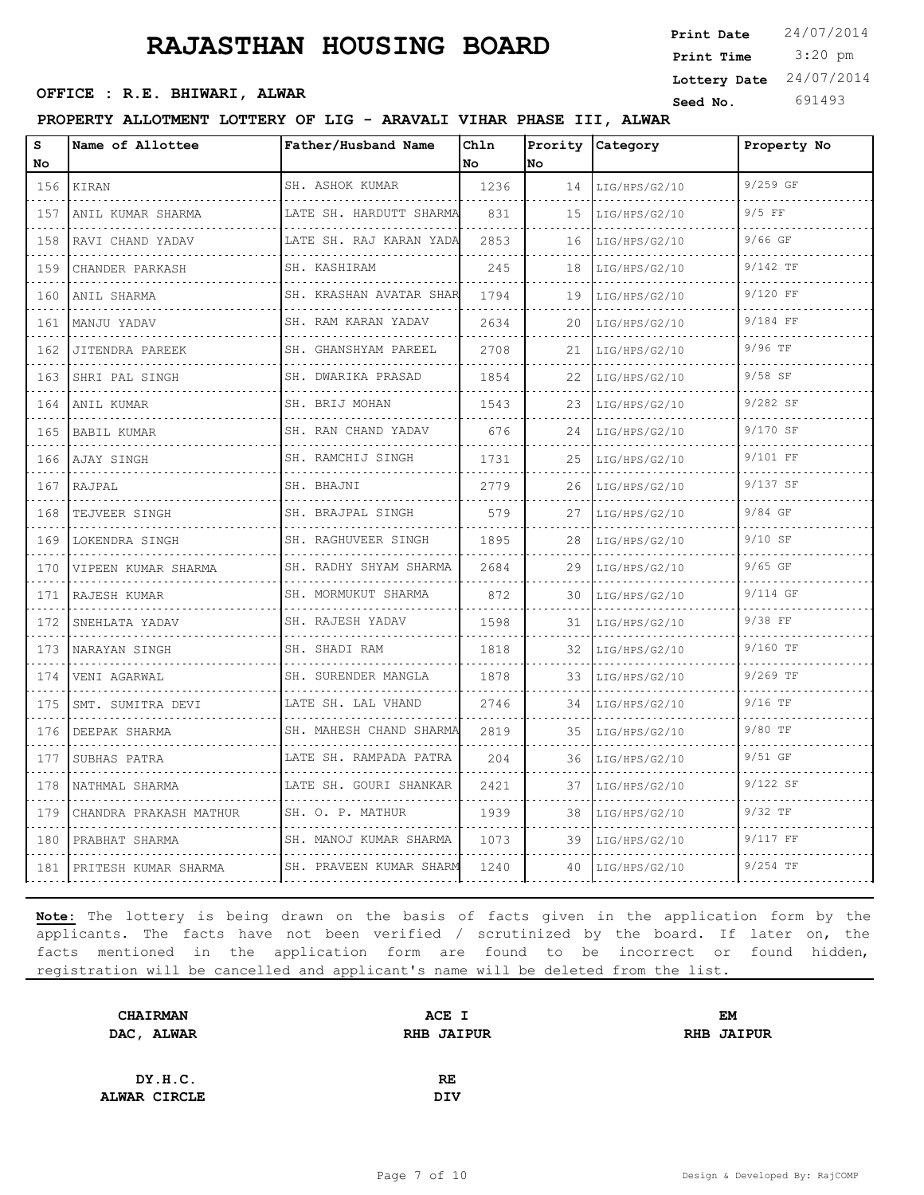# RAJASTHAN HOUSING BOARD

**Print Date** 24/07/2014
**Print Time** 3:20 pm
**Lottery Date** 24/07/2014
**Seed No.** 691493

**OFFICE : R.E. BHIWARI, ALWAR**

**PROPERTY ALLOTMENT LOTTERY OF LIG - ARAVALI VIHAR PHASE III, ALWAR**

| S No | Name of Allottee | Father/Husband Name | Chln No | Prority No | Category | Property No |
|---|---|---|---|---|---|---|
| 156 | KIRAN | SH. ASHOK KUMAR | 1236 | 14 | LIG/HPS/G2/10 | 9/259 GF |
| 157 | ANIL KUMAR SHARMA | LATE SH. HARDUTT SHARMA | 831 | 15 | LIG/HPS/G2/10 | 9/5 FF |
| 158 | RAVI CHAND YADAV | LATE SH. RAJ KARAN YADA | 2853 | 16 | LIG/HPS/G2/10 | 9/66 GF |
| 159 | CHANDER PARKASH | SH. KASHIRAM | 245 | 18 | LIG/HPS/G2/10 | 9/142 TF |
| 160 | ANIL SHARMA | SH. KRASHAN AVATAR SHAR | 1794 | 19 | LIG/HPS/G2/10 | 9/120 FF |
| 161 | MANJU YADAV | SH. RAM KARAN YADAV | 2634 | 20 | LIG/HPS/G2/10 | 9/184 FF |
| 162 | JITENDRA PAREEK | SH. GHANSHYAM PAREEL | 2708 | 21 | LIG/HPS/G2/10 | 9/96 TF |
| 163 | SHRI PAL SINGH | SH. DWARIKA PRASAD | 1854 | 22 | LIG/HPS/G2/10 | 9/58 SF |
| 164 | ANIL KUMAR | SH. BRIJ MOHAN | 1543 | 23 | LIG/HPS/G2/10 | 9/282 SF |
| 165 | BABIL KUMAR | SH. RAN CHAND YADAV | 676 | 24 | LIG/HPS/G2/10 | 9/170 SF |
| 166 | AJAY SINGH | SH. RAMCHIJ SINGH | 1731 | 25 | LIG/HPS/G2/10 | 9/101 FF |
| 167 | RAJPAL | SH. BHAJNI | 2779 | 26 | LIG/HPS/G2/10 | 9/137 SF |
| 168 | TEJVEER SINGH | SH. BRAJPAL SINGH | 579 | 27 | LIG/HPS/G2/10 | 9/84 GF |
| 169 | LOKENDRA SINGH | SH. RAGHUVEER SINGH | 1895 | 28 | LIG/HPS/G2/10 | 9/10 SF |
| 170 | VIPEEN KUMAR SHARMA | SH. RADHY SHYAM SHARMA | 2684 | 29 | LIG/HPS/G2/10 | 9/65 GF |
| 171 | RAJESH KUMAR | SH. MORMUKUT SHARMA | 872 | 30 | LIG/HPS/G2/10 | 9/114 GF |
| 172 | SNEHLATA YADAV | SH. RAJESH YADAV | 1598 | 31 | LIG/HPS/G2/10 | 9/38 FF |
| 173 | NARAYAN SINGH | SH. SHADI RAM | 1818 | 32 | LIG/HPS/G2/10 | 9/160 TF |
| 174 | VENI AGARWAL | SH. SURENDER MANGLA | 1878 | 33 | LIG/HPS/G2/10 | 9/269 TF |
| 175 | SMT. SUMITRA DEVI | LATE SH. LAL VHAND | 2746 | 34 | LIG/HPS/G2/10 | 9/16 TF |
| 176 | DEEPAK SHARMA | SH. MAHESH CHAND SHARMA | 2819 | 35 | LIG/HPS/G2/10 | 9/80 TF |
| 177 | SUBHAS PATRA | LATE SH. RAMPADA PATRA | 204 | 36 | LIG/HPS/G2/10 | 9/51 GF |
| 178 | NATHMAL SHARMA | LATE SH. GOURI SHANKAR | 2421 | 37 | LIG/HPS/G2/10 | 9/122 SF |
| 179 | CHANDRA PRAKASH MATHUR | SH. O. P. MATHUR | 1939 | 38 | LIG/HPS/G2/10 | 9/32 TF |
| 180 | PRABHAT SHARMA | SH. MANOJ KUMAR SHARMA | 1073 | 39 | LIG/HPS/G2/10 | 9/117 FF |
| 181 | PRITESH KUMAR SHARMA | SH. PRAVEEN KUMAR SHARM | 1240 | 40 | LIG/HPS/G2/10 | 9/254 TF |

**Note:** The lottery is being drawn on the basis of facts given in the application form by the applicants. The facts have not been verified / scrutinized by the board. If later on, the facts mentioned in the application form are found to be incorrect or found hidden, registration will be cancelled and applicant's name will be deleted from the list.

| | | |
|---|---|---|
| **CHAIRMAN** | **ACE I** | **EM** |
| **DAC, ALWAR** | **RHB JAIPUR** | **RHB JAIPUR** |
| **DY.H.C.** | **RE** | |
| **ALWAR CIRCLE** | **DIV** | |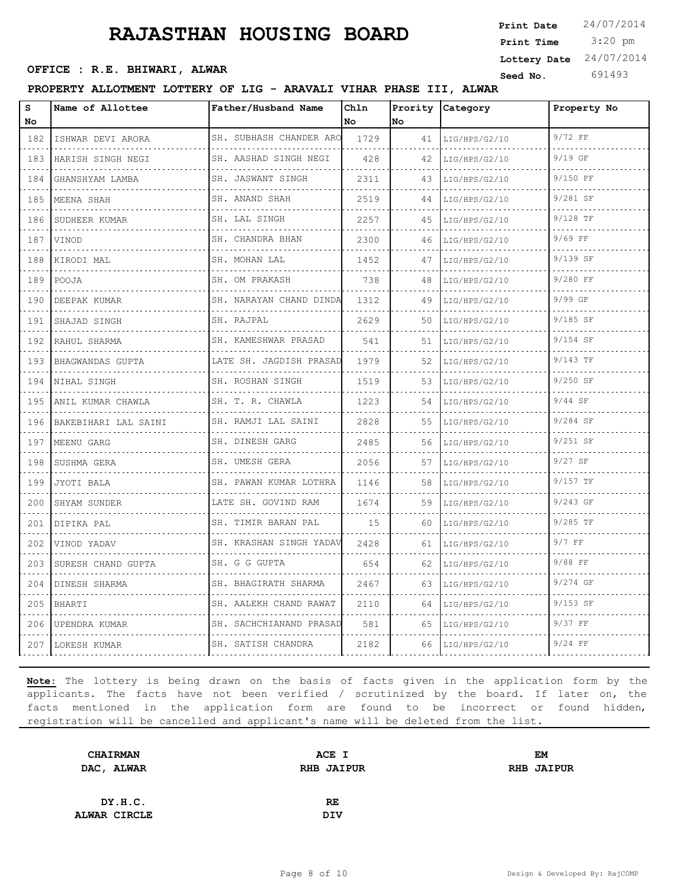# RAJASTHAN HOUSING BOARD

**Print Date** 24/07/2014
**Print Time** 3:20 pm
**Lottery Date** 24/07/2014
**Seed No.** 691493

**OFFICE : R.E. BHIWARI, ALWAR**

**PROPERTY ALLOTMENT LOTTERY OF LIG - ARAVALI VIHAR PHASE III, ALWAR**

| S No | Name of Allottee | Father/Husband Name | Chln No | Prority No | Category | Property No |
|---|---|---|---|---|---|---|
| 182 | ISHWAR DEVI ARORA | SH. SUBHASH CHANDER ARO | 1729 | 41 | LIG/HPS/G2/10 | 9/72 FF |
| 183 | HARISH SINGH NEGI | SH. AASHAD SINGH NEGI | 428 | 42 | LIG/HPS/G2/10 | 9/19 GF |
| 184 | GHANSHYAM LAMBA | SH. JASWANT SINGH | 2311 | 43 | LIG/HPS/G2/10 | 9/150 FF |
| 185 | MEENA SHAH | SH. ANAND SHAH | 2519 | 44 | LIG/HPS/G2/10 | 9/281 SF |
| 186 | SUDHEER KUMAR | SH. LAL SINGH | 2257 | 45 | LIG/HPS/G2/10 | 9/128 TF |
| 187 | VINOD | SH. CHANDRA BHAN | 2300 | 46 | LIG/HPS/G2/10 | 9/69 FF |
| 188 | KIRODI MAL | SH. MOHAN LAL | 1452 | 47 | LIG/HPS/G2/10 | 9/139 SF |
| 189 | POOJA | SH. OM PRAKASH | 738 | 48 | LIG/HPS/G2/10 | 9/280 FF |
| 190 | DEEPAK KUMAR | SH. NARAYAN CHAND DINDA | 1312 | 49 | LIG/HPS/G2/10 | 9/99 GF |
| 191 | SHAJAD SINGH | SH. RAJPAL | 2629 | 50 | LIG/HPS/G2/10 | 9/185 SF |
| 192 | RAHUL SHARMA | SH. KAMESHWAR PRASAD | 541 | 51 | LIG/HPS/G2/10 | 9/154 SF |
| 193 | BHAGWANDAS GUPTA | LATE SH. JAGDISH PRASAD | 1979 | 52 | LIG/HPS/G2/10 | 9/143 TF |
| 194 | NIHAL SINGH | SH. ROSHAN SINGH | 1519 | 53 | LIG/HPS/G2/10 | 9/250 SF |
| 195 | ANIL KUMAR CHAWLA | SH. T. R. CHAWLA | 1223 | 54 | LIG/HPS/G2/10 | 9/44 SF |
| 196 | BAKEBIHARI LAL SAINI | SH. RAMJI LAL SAINI | 2828 | 55 | LIG/HPS/G2/10 | 9/284 SF |
| 197 | MEENU GARG | SH. DINESH GARG | 2485 | 56 | LIG/HPS/G2/10 | 9/251 SF |
| 198 | SUSHMA GERA | SH. UMESH GERA | 2056 | 57 | LIG/HPS/G2/10 | 9/27 SF |
| 199 | JYOTI BALA | SH. PAWAN KUMAR LOTHRA | 1146 | 58 | LIG/HPS/G2/10 | 9/157 TF |
| 200 | SHYAM SUNDER | LATE SH. GOVIND RAM | 1674 | 59 | LIG/HPS/G2/10 | 9/243 GF |
| 201 | DIPIKA PAL | SH. TIMIR BARAN PAL | 15 | 60 | LIG/HPS/G2/10 | 9/285 TF |
| 202 | VINOD YADAV | SH. KRASHAN SINGH YADAV | 2428 | 61 | LIG/HPS/G2/10 | 9/7 FF |
| 203 | SURESH CHAND GUPTA | SH. G G GUPTA | 654 | 62 | LIG/HPS/G2/10 | 9/88 FF |
| 204 | DINESH SHARMA | SH. BHAGIRATH SHARMA | 2467 | 63 | LIG/HPS/G2/10 | 9/274 GF |
| 205 | BHARTI | SH. AALEKH CHAND RAWAT | 2110 | 64 | LIG/HPS/G2/10 | 9/153 SF |
| 206 | UPENDRA KUMAR | SH. SACHCHIANAND PRASAD | 581 | 65 | LIG/HPS/G2/10 | 9/37 FF |
| 207 | LOKESH KUMAR | SH. SATISH CHANDRA | 2182 | 66 | LIG/HPS/G2/10 | 9/24 FF |

**Note:** The lottery is being drawn on the basis of facts given in the application form by the applicants. The facts have not been verified / scrutinized by the board. If later on, the facts mentioned in the application form are found to be incorrect or found hidden, registration will be cancelled and applicant's name will be deleted from the list.

| | | |
|---|---|---|
| **CHAIRMAN** **DAC, ALWAR** | **ACE I** **RHB JAIPUR** | **EM** **RHB JAIPUR** |
| **DY.H.C.** **ALWAR CIRCLE** | **RE** **DIV** | |

Design & Developed By: RajCOMP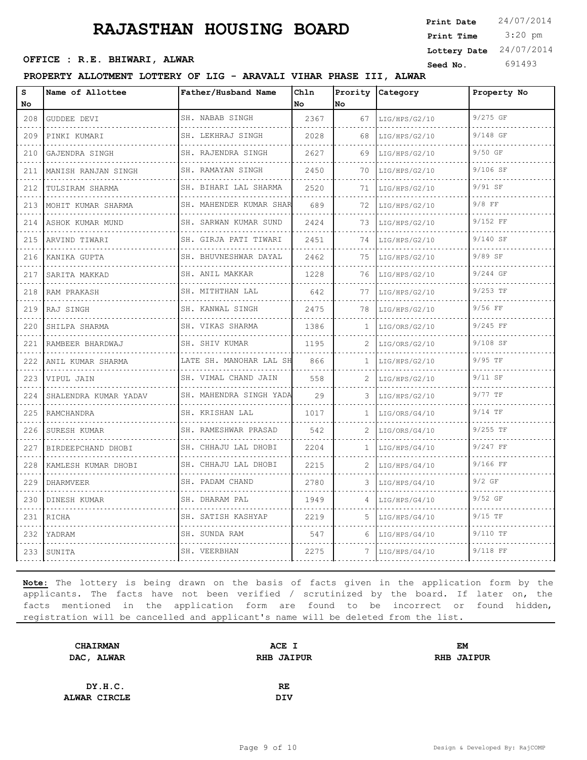# RAJASTHAN HOUSING BOARD

**Print Date** 24/07/2014
**Print Time** 3:20 pm
**Lottery Date** 24/07/2014
**Seed No.** 691493

**OFFICE : R.E. BHIWARI, ALWAR**

**PROPERTY ALLOTMENT LOTTERY OF LIG - ARAVALI VIHAR PHASE III, ALWAR**

| S No | Name of Allottee | Father/Husband Name | Chln No | Prority No | Category | Property No |
|---|---|---|---|---|---|---|
| 208 | GUDDEE DEVI | SH. NABAB SINGH | 2367 | 67 | LIG/HPS/G2/10 | 9/275 GF |
| 209 | PINKI KUMARI | SH. LEKHRAJ SINGH | 2028 | 68 | LIG/HPS/G2/10 | 9/148 GF |
| 210 | GAJENDRA SINGH | SH. RAJENDRA SINGH | 2627 | 69 | LIG/HPS/G2/10 | 9/50 GF |
| 211 | MANISH RANJAN SINGH | SH. RAMAYAN SINGH | 2450 | 70 | LIG/HPS/G2/10 | 9/106 SF |
| 212 | TULSIRAM SHARMA | SH. BIHARI LAL SHARMA | 2520 | 71 | LIG/HPS/G2/10 | 9/91 SF |
| 213 | MOHIT KUMAR SHARMA | SH. MAHENDER KUMAR SHAR | 689 | 72 | LIG/HPS/G2/10 | 9/8 FF |
| 214 | ASHOK KUMAR MUND | SH. SARWAN KUMAR SUND | 2424 | 73 | LIG/HPS/G2/10 | 9/152 FF |
| 215 | ARVIND TIWARI | SH. GIRJA PATI TIWARI | 2451 | 74 | LIG/HPS/G2/10 | 9/140 SF |
| 216 | KANIKA GUPTA | SH. BHUVNESHWAR DAYAL | 2462 | 75 | LIG/HPS/G2/10 | 9/89 SF |
| 217 | SARITA MAKKAD | SH. ANIL MAKKAR | 1228 | 76 | LIG/HPS/G2/10 | 9/244 GF |
| 218 | RAM PRAKASH | SH. MITHTHAN LAL | 642 | 77 | LIG/HPS/G2/10 | 9/253 TF |
| 219 | RAJ SINGH | SH. KANWAL SINGH | 2475 | 78 | LIG/HPS/G2/10 | 9/56 FF |
| 220 | SHILPA SHARMA | SH. VIKAS SHARMA | 1386 | 1 | LIG/ORS/G2/10 | 9/245 FF |
| 221 | RAMBEER BHARDWAJ | SH. SHIV KUMAR | 1195 | 2 | LIG/ORS/G2/10 | 9/108 SF |
| 222 | ANIL KUMAR SHARMA | LATE SH. MANOHAR LAL SH | 866 | 1 | LIG/HPS/G2/10 | 9/95 TF |
| 223 | VIPUL JAIN | SH. VIMAL CHAND JAIN | 558 | 2 | LIG/HPS/G2/10 | 9/11 SF |
| 224 | SHALENDRA KUMAR YADAV | SH. MAHENDRA SINGH YADA | 29 | 3 | LIG/HPS/G2/10 | 9/77 TF |
| 225 | RAMCHANDRA | SH. KRISHAN LAL | 1017 | 1 | LIG/ORS/G4/10 | 9/14 TF |
| 226 | SURESH KUMAR | SH. RAMESHWAR PRASAD | 542 | 2 | LIG/ORS/G4/10 | 9/255 TF |
| 227 | BIRDEEPCHAND DHOBI | SH. CHHAJU LAL DHOBI | 2204 | 1 | LIG/HPS/G4/10 | 9/247 FF |
| 228 | KAMLESH KUMAR DHOBI | SH. CHHAJU LAL DHOBI | 2215 | 2 | LIG/HPS/G4/10 | 9/166 FF |
| 229 | DHARMVEER | SH. PADAM CHAND | 2780 | 3 | LIG/HPS/G4/10 | 9/2 GF |
| 230 | DINESH KUMAR | SH. DHARAM PAL | 1949 | 4 | LIG/HPS/G4/10 | 9/52 GF |
| 231 | RICHA | SH. SATISH KASHYAP | 2219 | 5 | LIG/HPS/G4/10 | 9/15 TF |
| 232 | YADRAM | SH. SUNDA RAM | 547 | 6 | LIG/HPS/G4/10 | 9/110 TF |
| 233 | SUNITA | SH. VEERBHAN | 2275 | 7 | LIG/HPS/G4/10 | 9/118 FF |

**Note:** The lottery is being drawn on the basis of facts given in the application form by the applicants. The facts have not been verified / scrutinized by the board. If later on, the facts mentioned in the application form are found to be incorrect or found hidden, registration will be cancelled and applicant's name will be deleted from the list.

**CHAIRMAN**
**DAC, ALWAR**

**ACE I**
**RHB JAIPUR**

**EM**
**RHB JAIPUR**

**DY.H.C.**
**ALWAR CIRCLE**

**RE**
**DIV**

Design & Developed By: RajCOMP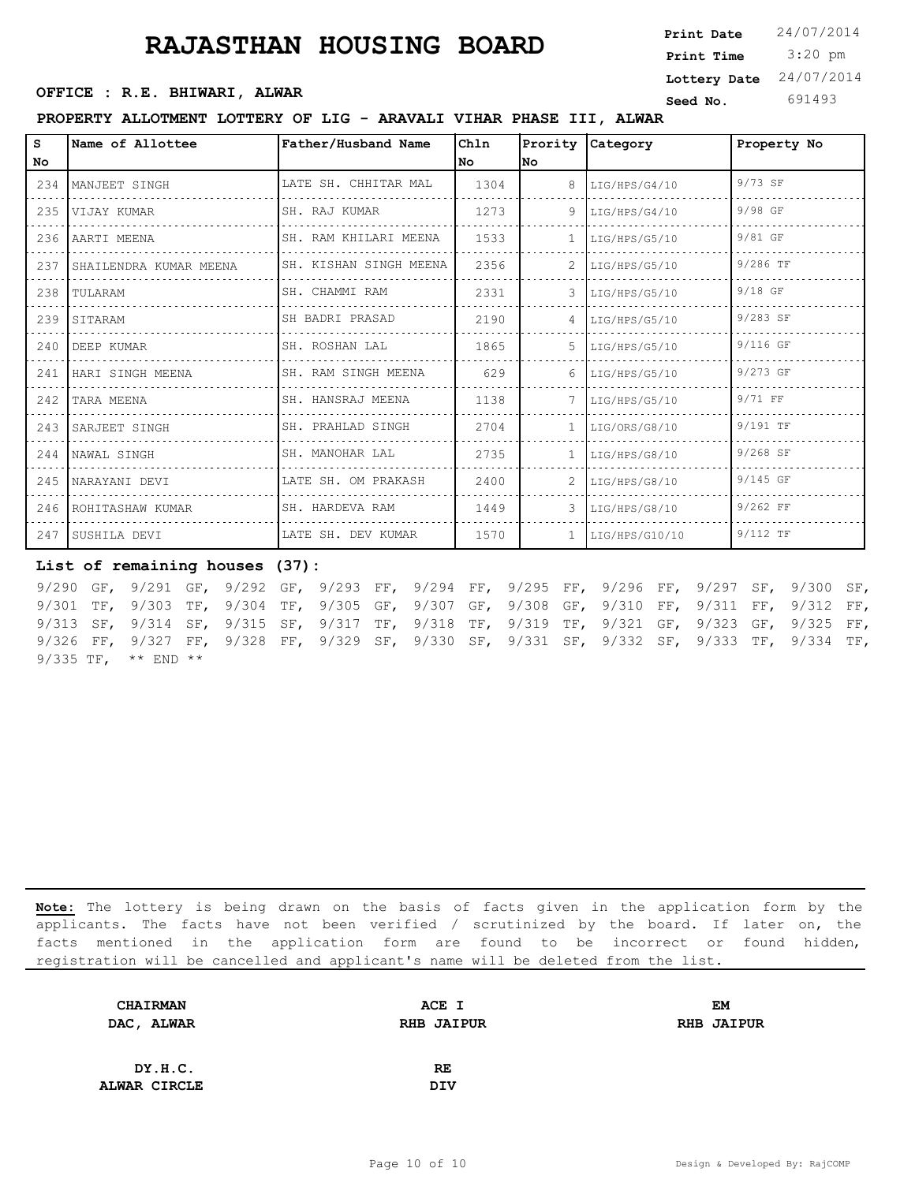# RAJASTHAN HOUSING BOARD

**Print Date** 24/07/2014
**Print Time** 3:20 pm
**Lottery Date** 24/07/2014
**Seed No.** 691493

**OFFICE : R.E. BHIWARI, ALWAR**

**PROPERTY ALLOTMENT LOTTERY OF LIG - ARAVALI VIHAR PHASE III, ALWAR**

| S No | Name of Allottee | Father/Husband Name | Chln No | Prority No | Category | Property No |
|---|---|---|---|---|---|---|
| 234 | MANJEET SINGH | LATE SH. CHHITAR MAL | 1304 | 8 | LIG/HPS/G4/10 | 9/73 SF |
| 235 | VIJAY KUMAR | SH. RAJ KUMAR | 1273 | 9 | LIG/HPS/G4/10 | 9/98 GF |
| 236 | AARTI MEENA | SH. RAM KHILARI MEENA | 1533 | 1 | LIG/HPS/G5/10 | 9/81 GF |
| 237 | SHAILENDRA KUMAR MEENA | SH. KISHAN SINGH MEENA | 2356 | 2 | LIG/HPS/G5/10 | 9/286 TF |
| 238 | TULARAM | SH. CHAMMI RAM | 2331 | 3 | LIG/HPS/G5/10 | 9/18 GF |
| 239 | SITARAM | SH BADRI PRASAD | 2190 | 4 | LIG/HPS/G5/10 | 9/283 SF |
| 240 | DEEP KUMAR | SH. ROSHAN LAL | 1865 | 5 | LIG/HPS/G5/10 | 9/116 GF |
| 241 | HARI SINGH MEENA | SH. RAM SINGH MEENA | 629 | 6 | LIG/HPS/G5/10 | 9/273 GF |
| 242 | TARA MEENA | SH. HANSRAJ MEENA | 1138 | 7 | LIG/HPS/G5/10 | 9/71 FF |
| 243 | SARJEET SINGH | SH. PRAHLAD SINGH | 2704 | 1 | LIG/ORS/G8/10 | 9/191 TF |
| 244 | NAWAL SINGH | SH. MANOHAR LAL | 2735 | 1 | LIG/HPS/G8/10 | 9/268 SF |
| 245 | NARAYANI DEVI | LATE SH. OM PRAKASH | 2400 | 2 | LIG/HPS/G8/10 | 9/145 GF |
| 246 | ROHITASHAW KUMAR | SH. HARDEVA RAM | 1449 | 3 | LIG/HPS/G8/10 | 9/262 FF |
| 247 | SUSHILA DEVI | LATE SH. DEV KUMAR | 1570 | 1 | LIG/HPS/G10/10 | 9/112 TF |

**List of remaining houses (37):**

9/290 GF, 9/291 GF, 9/292 GF, 9/293 FF, 9/294 FF, 9/295 FF, 9/296 FF, 9/297 SF, 9/300 SF, 9/301 TF, 9/303 TF, 9/304 TF, 9/305 GF, 9/307 GF, 9/308 GF, 9/310 FF, 9/311 FF, 9/312 FF, 9/313 SF, 9/314 SF, 9/315 SF, 9/317 TF, 9/318 TF, 9/319 TF, 9/321 GF, 9/323 GF, 9/325 FF, 9/326 FF, 9/327 FF, 9/328 FF, 9/329 SF, 9/330 SF, 9/331 SF, 9/332 SF, 9/333 TF, 9/334 TF, 9/335 TF, ** END **

**Note:** The lottery is being drawn on the basis of facts given in the application form by the applicants. The facts have not been verified / scrutinized by the board. If later on, the facts mentioned in the application form are found to be incorrect or found hidden, registration will be cancelled and applicant's name will be deleted from the list.

**CHAIRMAN**
**DAC, ALWAR**

**ACE I**
**RHB JAIPUR**

**EM**
**RHB JAIPUR**

**DY.H.C.**
**ALWAR CIRCLE**

**RE**
**DIV**

Design & Developed By: RajCOMP